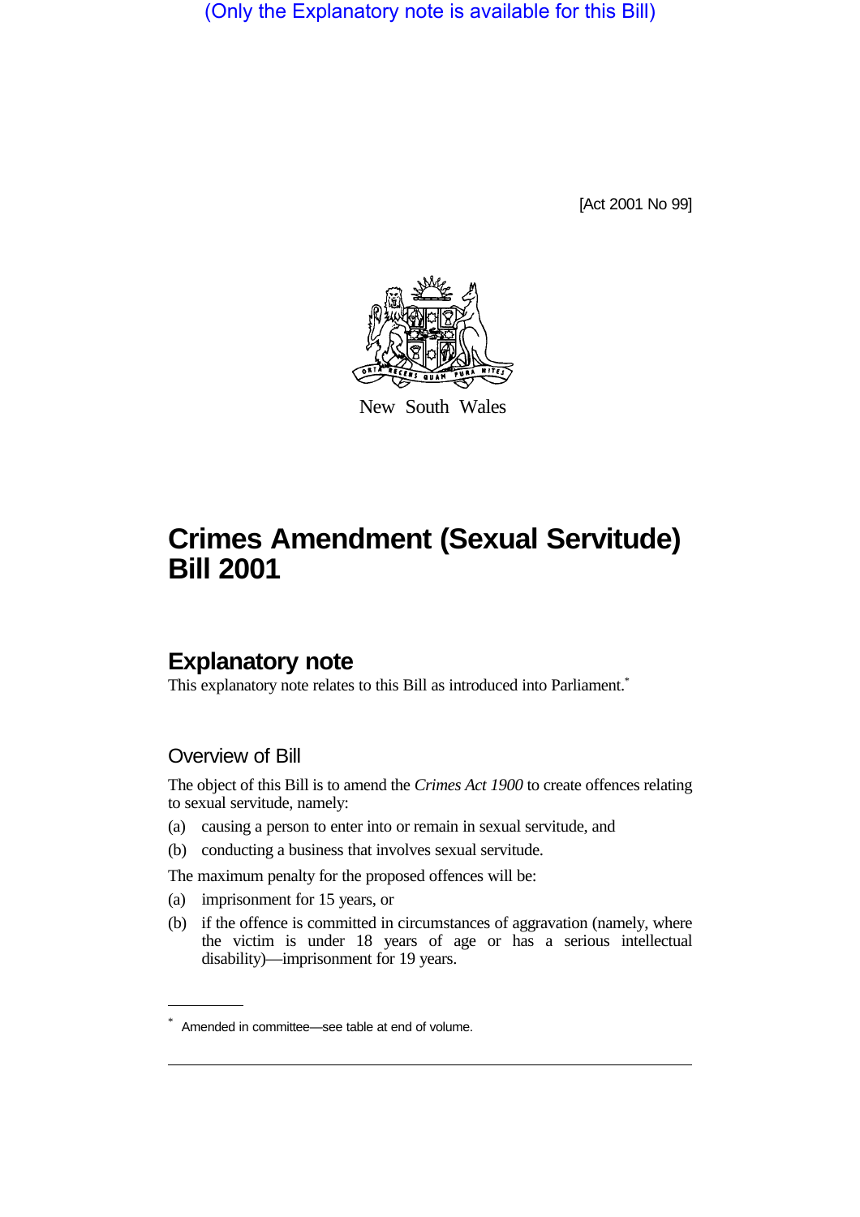(Only the Explanatory note is available for this Bill)

[Act 2001 No 99]

New South Wales

# Crimes Amendment (Sexual Servitude) Bill 2001

## Explanatory note

This explanatory note relates to this Bill as introduced into Parliament.*

### Overview of Bill

The object of this Bill is to amend the *Crimes Act 1900* to create offences relating to sexual servitude, namely:

(a) causing a person to enter into or remain in sexual servitude, and

(b) conducting a business that involves sexual servitude.

The maximum penalty for the proposed offences will be:

(a) imprisonment for 15 years, or

(b) if the offence is committed in circumstances of aggravation (namely, where the victim is under 18 years of age or has a serious intellectual disability)—imprisonment for 19 years.

* Amended in committee—see table at end of volume.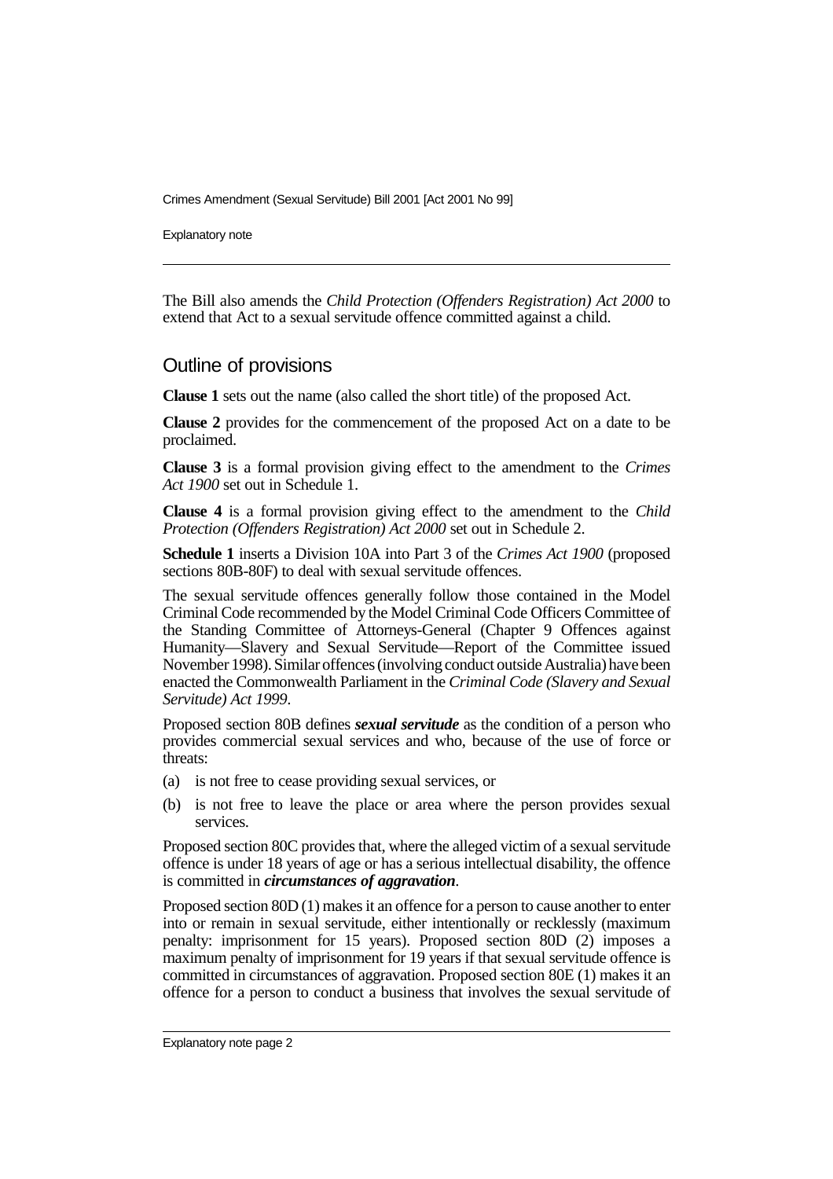The Bill also amends the *Child Protection (Offenders Registration) Act 2000* to extend that Act to a sexual servitude offence committed against a child.

## Outline of provisions

**Clause 1** sets out the name (also called the short title) of the proposed Act.

**Clause 2** provides for the commencement of the proposed Act on a date to be proclaimed.

**Clause 3** is a formal provision giving effect to the amendment to the *Crimes Act 1900* set out in Schedule 1.

**Clause 4** is a formal provision giving effect to the amendment to the *Child Protection (Offenders Registration) Act 2000* set out in Schedule 2.

**Schedule 1** inserts a Division 10A into Part 3 of the *Crimes Act 1900* (proposed sections 80B-80F) to deal with sexual servitude offences.

The sexual servitude offences generally follow those contained in the Model Criminal Code recommended by the Model Criminal Code Officers Committee of the Standing Committee of Attorneys-General (Chapter 9 Offences against Humanity—Slavery and Sexual Servitude—Report of the Committee issued November 1998). Similar offences (involving conduct outside Australia) have been enacted the Commonwealth Parliament in the *Criminal Code (Slavery and Sexual Servitude) Act 1999*.

Proposed section 80B defines ***sexual servitude*** as the condition of a person who provides commercial sexual services and who, because of the use of force or threats:

(a) is not free to cease providing sexual services, or

(b) is not free to leave the place or area where the person provides sexual services.

Proposed section 80C provides that, where the alleged victim of a sexual servitude offence is under 18 years of age or has a serious intellectual disability, the offence is committed in ***circumstances of aggravation***.

Proposed section 80D (1) makes it an offence for a person to cause another to enter into or remain in sexual servitude, either intentionally or recklessly (maximum penalty: imprisonment for 15 years). Proposed section 80D (2) imposes a maximum penalty of imprisonment for 19 years if that sexual servitude offence is committed in circumstances of aggravation. Proposed section 80E (1) makes it an offence for a person to conduct a business that involves the sexual servitude of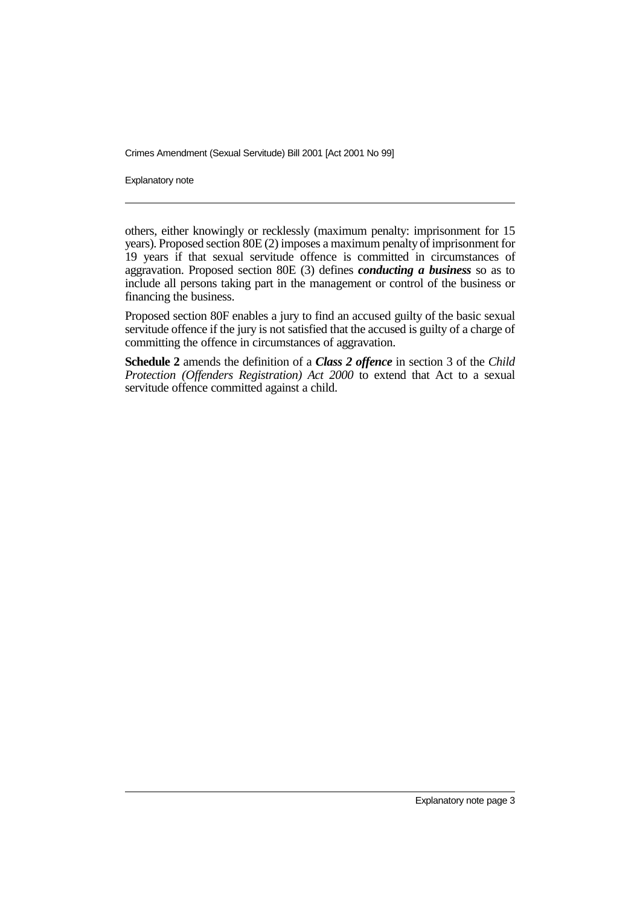others, either knowingly or recklessly (maximum penalty: imprisonment for 15 years). Proposed section 80E (2) imposes a maximum penalty of imprisonment for 19 years if that sexual servitude offence is committed in circumstances of aggravation. Proposed section 80E (3) defines ***conducting a business*** so as to include all persons taking part in the management or control of the business or financing the business.

Proposed section 80F enables a jury to find an accused guilty of the basic sexual servitude offence if the jury is not satisfied that the accused is guilty of a charge of committing the offence in circumstances of aggravation.

**Schedule 2** amends the definition of a ***Class 2 offence*** in section 3 of the *Child Protection (Offenders Registration) Act 2000* to extend that Act to a sexual servitude offence committed against a child.